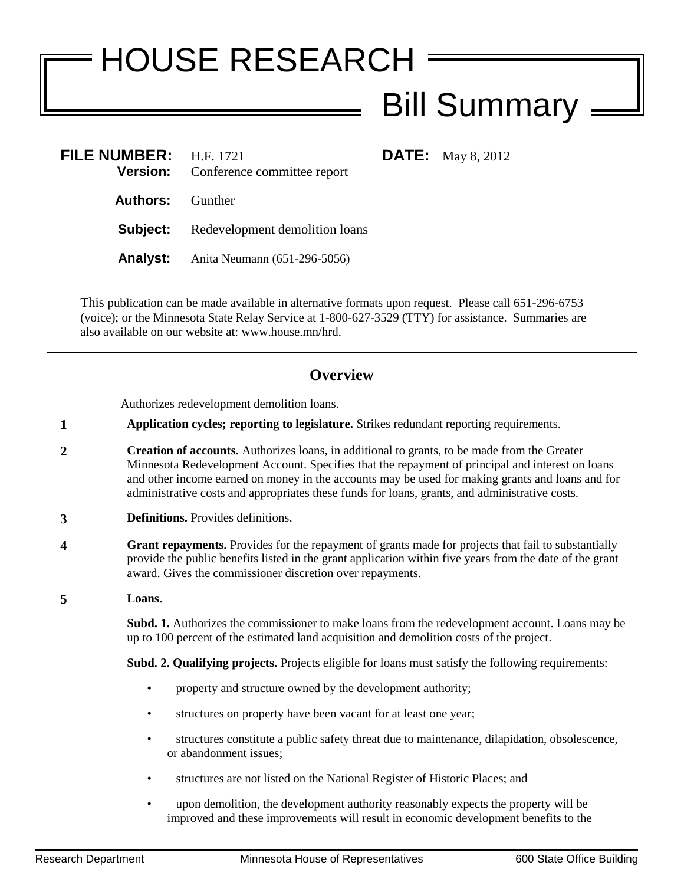# HOUSE RESEARCH

## Bill Summary

**FILE NUMBER:** H.F. 1721 **DATE:** May 8, 2012
**Version:** Conference committee report

**Authors:** Gunther

**Subject:** Redevelopment demolition loans

**Analyst:** Anita Neumann (651-296-5056)

This publication can be made available in alternative formats upon request. Please call 651-296-6753 (voice); or the Minnesota State Relay Service at 1-800-627-3529 (TTY) for assistance. Summaries are also available on our website at: www.house.mn/hrd.

---

## Overview

Authorizes redevelopment demolition loans.

**1** **Application cycles; reporting to legislature.** Strikes redundant reporting requirements.

**2** **Creation of accounts.** Authorizes loans, in additional to grants, to be made from the Greater Minnesota Redevelopment Account. Specifies that the repayment of principal and interest on loans and other income earned on money in the accounts may be used for making grants and loans and for administrative costs and appropriates these funds for loans, grants, and administrative costs.

**3** **Definitions.** Provides definitions.

**4** **Grant repayments.** Provides for the repayment of grants made for projects that fail to substantially provide the public benefits listed in the grant application within five years from the date of the grant award. Gives the commissioner discretion over repayments.

**5** **Loans.**

**Subd. 1.** Authorizes the commissioner to make loans from the redevelopment account. Loans may be up to 100 percent of the estimated land acquisition and demolition costs of the project.

**Subd. 2. Qualifying projects.** Projects eligible for loans must satisfy the following requirements:

- property and structure owned by the development authority;
- structures on property have been vacant for at least one year;
- structures constitute a public safety threat due to maintenance, dilapidation, obsolescence, or abandonment issues;
- structures are not listed on the National Register of Historic Places; and
- upon demolition, the development authority reasonably expects the property will be improved and these improvements will result in economic development benefits to the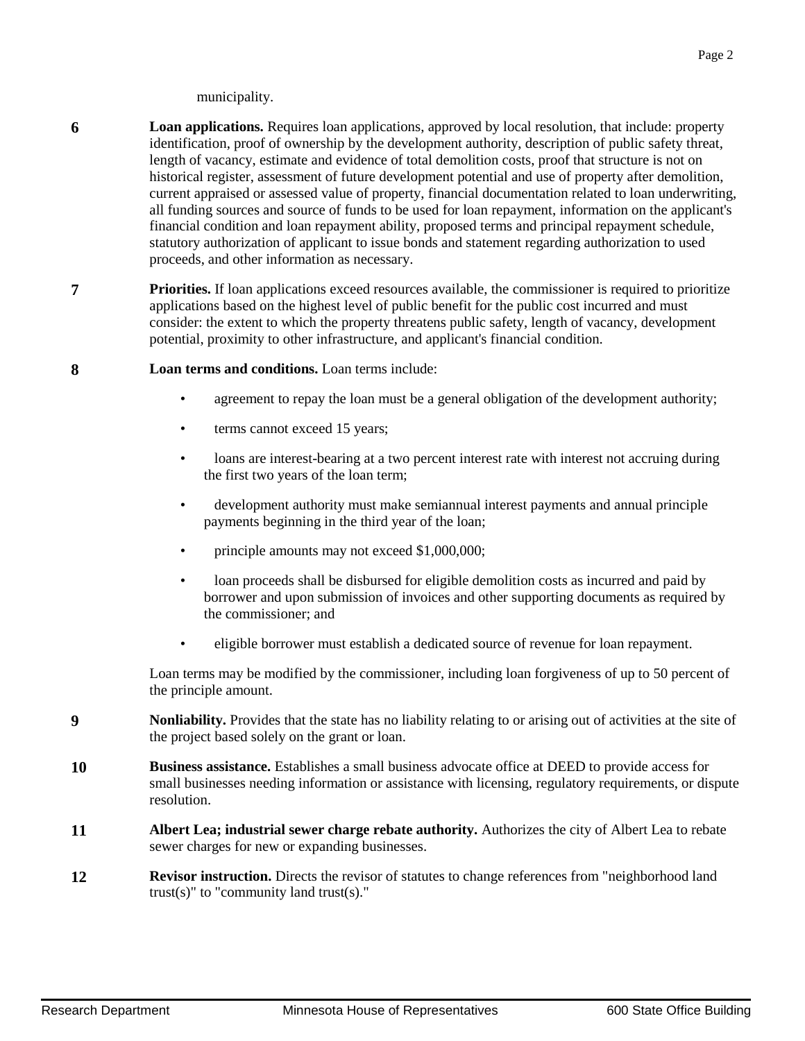municipality.

**6** **Loan applications.** Requires loan applications, approved by local resolution, that include: property identification, proof of ownership by the development authority, description of public safety threat, length of vacancy, estimate and evidence of total demolition costs, proof that structure is not on historical register, assessment of future development potential and use of property after demolition, current appraised or assessed value of property, financial documentation related to loan underwriting, all funding sources and source of funds to be used for loan repayment, information on the applicant's financial condition and loan repayment ability, proposed terms and principal repayment schedule, statutory authorization of applicant to issue bonds and statement regarding authorization to used proceeds, and other information as necessary.

**7** **Priorities.** If loan applications exceed resources available, the commissioner is required to prioritize applications based on the highest level of public benefit for the public cost incurred and must consider: the extent to which the property threatens public safety, length of vacancy, development potential, proximity to other infrastructure, and applicant's financial condition.

**8** **Loan terms and conditions.** Loan terms include:

- agreement to repay the loan must be a general obligation of the development authority;
- terms cannot exceed 15 years;
- loans are interest-bearing at a two percent interest rate with interest not accruing during the first two years of the loan term;
- development authority must make semiannual interest payments and annual principle payments beginning in the third year of the loan;
- principle amounts may not exceed $1,000,000;
- loan proceeds shall be disbursed for eligible demolition costs as incurred and paid by borrower and upon submission of invoices and other supporting documents as required by the commissioner; and
- eligible borrower must establish a dedicated source of revenue for loan repayment.

Loan terms may be modified by the commissioner, including loan forgiveness of up to 50 percent of the principle amount.

**9** **Nonliability.** Provides that the state has no liability relating to or arising out of activities at the site of the project based solely on the grant or loan.

**10** **Business assistance.** Establishes a small business advocate office at DEED to provide access for small businesses needing information or assistance with licensing, regulatory requirements, or dispute resolution.

**11** **Albert Lea; industrial sewer charge rebate authority.** Authorizes the city of Albert Lea to rebate sewer charges for new or expanding businesses.

**12** **Revisor instruction.** Directs the revisor of statutes to change references from "neighborhood land trust(s)" to "community land trust(s)."